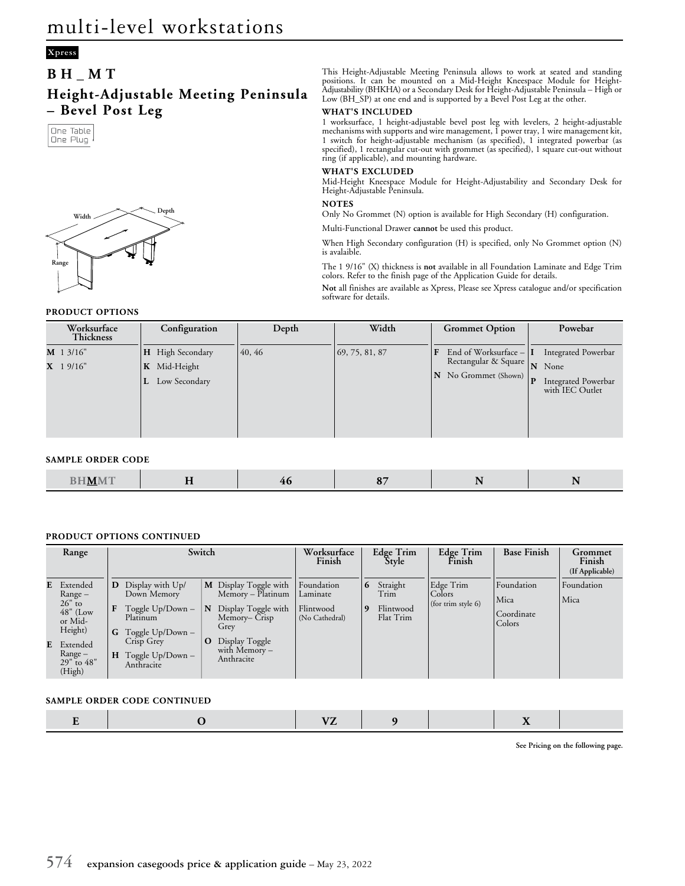# multi-level workstations

Xpress

## B H _ M T

## Height-Adjustable Meeting Peninsula – Bevel Post Leg

One Table
One Plug

This Height-Adjustable Meeting Peninsula allows to work at seated and standing positions. It can be mounted on a Mid-Height Kneespace Module for Height-Adjustability (BHKHA) or a Secondary Desk for Height-Adjustable Peninsula – High or Low (BH_SP) at one end and is supported by a Bevel Post Leg at the other.

**WHAT'S INCLUDED**

1 worksurface, 1 height-adjustable bevel post leg with levelers, 2 height-adjustable mechanisms with supports and wire management, 1 power tray, 1 wire management kit, 1 switch for height-adjustable mechanism (as specified), 1 integrated powerbar (as specified), 1 rectangular cut-out with grommet (as specified), 1 square cut-out without ring (if applicable), and mounting hardware.

**WHAT'S EXCLUDED**

Mid-Height Kneespace Module for Height-Adjustability and Secondary Desk for Height-Adjustable Peninsula.

**NOTES**

Only No Grommet (N) option is available for High Secondary (H) configuration.

Multi-Functional Drawer **cannot** be used this product.

When High Secondary configuration (H) is specified, only No Grommet option (N) is avalaible.

The 1 9/16" (X) thickness is **not** available in all Foundation Laminate and Edge Trim colors. Refer to the finish page of the Application Guide for details.

**Not** all finishes are available as Xpress, Please see Xpress catalogue and/or specification software for details.

Width | Depth | Range

### PRODUCT OPTIONS

| Worksurface Thickness | Configuration | Depth | Width | Grommet Option | Powebar |
|---|---|---|---|---|---|
| **M** 1 3/16"<br>**X** 1 9/16" | **H** High Secondary<br>**K** Mid-Height<br>**L** Low Secondary | 40, 46 | 69, 75, 81, 87 | **F** End of Worksurface – Rectangular & Square<br>**N** No Grommet (Shown) | **I** Integrated Powerbar<br>**N** None<br>**P** Integrated Powerbar with IEC Outlet |

### SAMPLE ORDER CODE

| BH**M**MT | H | 46 | 87 | N | N |
|---|---|---|---|---|---|

### PRODUCT OPTIONS CONTINUED

| Range | Switch | | Worksurface Finish | Edge Trim Style | Edge Trim Finish | Base Finish | Grommet Finish (If Applicable) |
|---|---|---|---|---|---|---|---|
| **E** Extended Range – 26" to 48" (Low or Mid-Height)<br>**E** Extended Range – 29" to 48" (High) | **D** Display with Up/ Down Memory<br>**F** Toggle Up/Down – Platinum<br>**G** Toggle Up/Down – Crisp Grey<br>**H** Toggle Up/Down – Anthracite | **M** Display Toggle with Memory – Platinum<br>**N** Display Toggle with Memory– Crisp Grey<br>**O** Display Toggle with Memory – Anthracite | Foundation Laminate<br>Flintwood (No Cathedral) | **6** Straight Trim<br>**9** Flintwood Flat Trim | Edge Trim Colors (for trim style 6) | Foundation<br>Mica<br>Coordinate Colors | Foundation<br>Mica |

### SAMPLE ORDER CODE CONTINUED

| E | O | VZ | 9 | | X | |
|---|---|---|---|---|---|---|

**See Pricing on the following page.**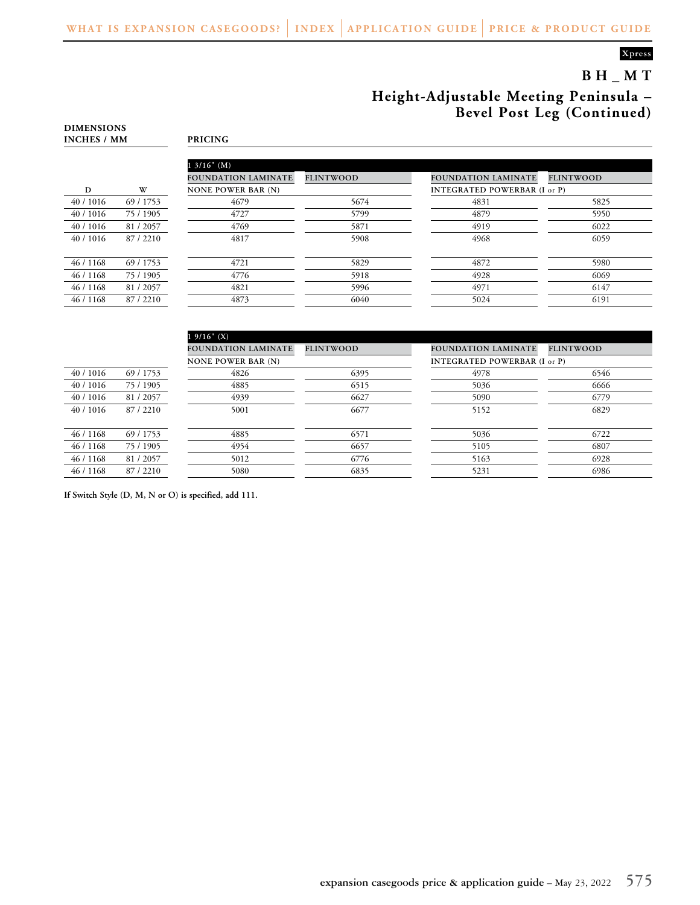Xpress

# BH_MT

## Height-Adjustable Meeting Peninsula – Bevel Post Leg (Continued)

**DIMENSIONS INCHES / MM** | **PRICING**

| | | 1 3/16" (M) | | | |
|---|---|---|---|---|---|
| | | FOUNDATION LAMINATE | FLINTWOOD | FOUNDATION LAMINATE | FLINTWOOD |
| D | W | NONE POWER BAR (N) | | INTEGRATED POWERBAR (I or P) | |
| 40 / 1016 | 69 / 1753 | 4679 | 5674 | 4831 | 5825 |
| 40 / 1016 | 75 / 1905 | 4727 | 5799 | 4879 | 5950 |
| 40 / 1016 | 81 / 2057 | 4769 | 5871 | 4919 | 6022 |
| 40 / 1016 | 87 / 2210 | 4817 | 5908 | 4968 | 6059 |
| 46 / 1168 | 69 / 1753 | 4721 | 5829 | 4872 | 5980 |
| 46 / 1168 | 75 / 1905 | 4776 | 5918 | 4928 | 6069 |
| 46 / 1168 | 81 / 2057 | 4821 | 5996 | 4971 | 6147 |
| 46 / 1168 | 87 / 2210 | 4873 | 6040 | 5024 | 6191 |

| | | 1 9/16" (X) | | | |
|---|---|---|---|---|---|
| | | FOUNDATION LAMINATE | FLINTWOOD | FOUNDATION LAMINATE | FLINTWOOD |
| D | W | NONE POWER BAR (N) | | INTEGRATED POWERBAR (I or P) | |
| 40 / 1016 | 69 / 1753 | 4826 | 6395 | 4978 | 6546 |
| 40 / 1016 | 75 / 1905 | 4885 | 6515 | 5036 | 6666 |
| 40 / 1016 | 81 / 2057 | 4939 | 6627 | 5090 | 6779 |
| 40 / 1016 | 87 / 2210 | 5001 | 6677 | 5152 | 6829 |
| 46 / 1168 | 69 / 1753 | 4885 | 6571 | 5036 | 6722 |
| 46 / 1168 | 75 / 1905 | 4954 | 6657 | 5105 | 6807 |
| 46 / 1168 | 81 / 2057 | 5012 | 6776 | 5163 | 6928 |
| 46 / 1168 | 87 / 2210 | 5080 | 6835 | 5231 | 6986 |

**If Switch Style (D, M, N or O) is specified, add 111.**